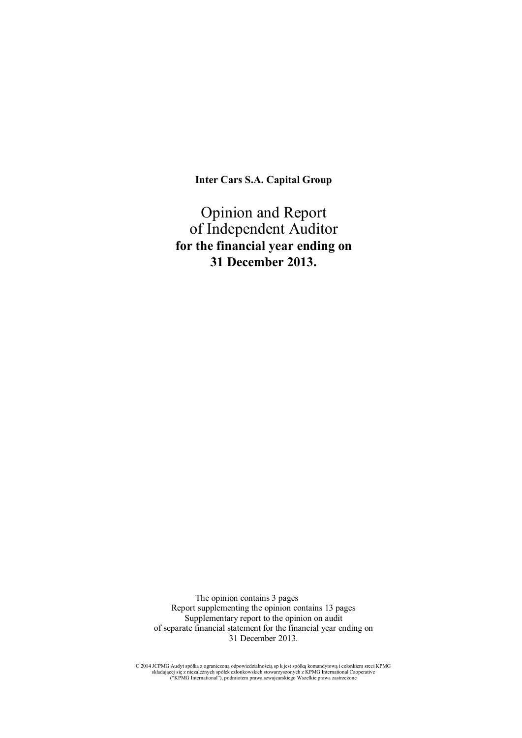**Inter Cars S.A. Capital Group**

# Opinion and Report of Independent Auditor

**for the financial year ending on 31 December 2013.**

The opinion contains 3 pages
Report supplementing the opinion contains 13 pages
Supplementary report to the opinion on audit of separate financial statement for the financial year ending on 31 December 2013.

C 2014 JCPMG Audyt spółka z ograniczoną odpowiedzialnością sp k jest spółką komandytową i członkiem sreci KPMG składającej się z niezależnych spółek członkowskich stowarzyszonych z KPMG International Caoperative ("KPMG International"), podmiotem prawa szwajcarskiego Wszelkie prawa zastrzeżone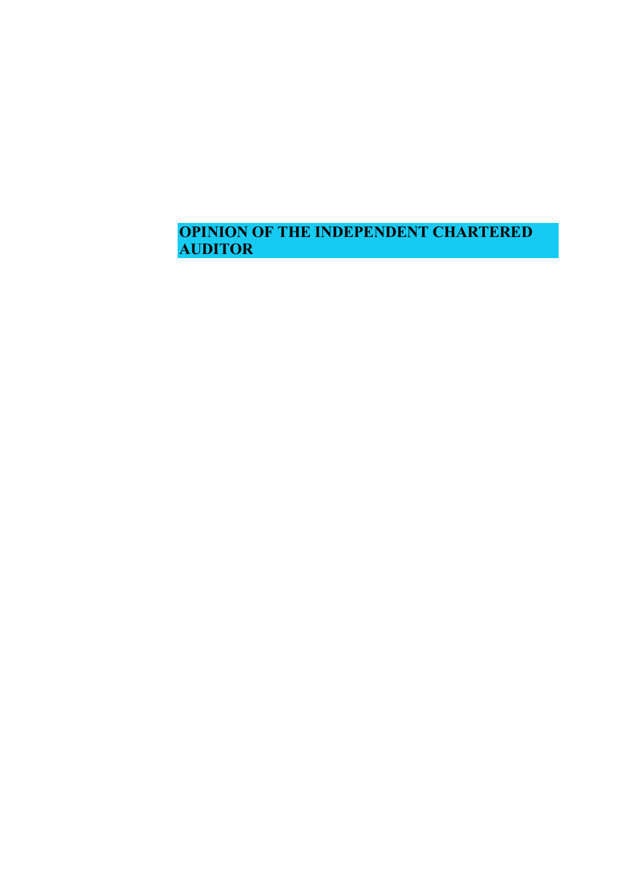# OPINION OF THE INDEPENDENT CHARTERED AUDITOR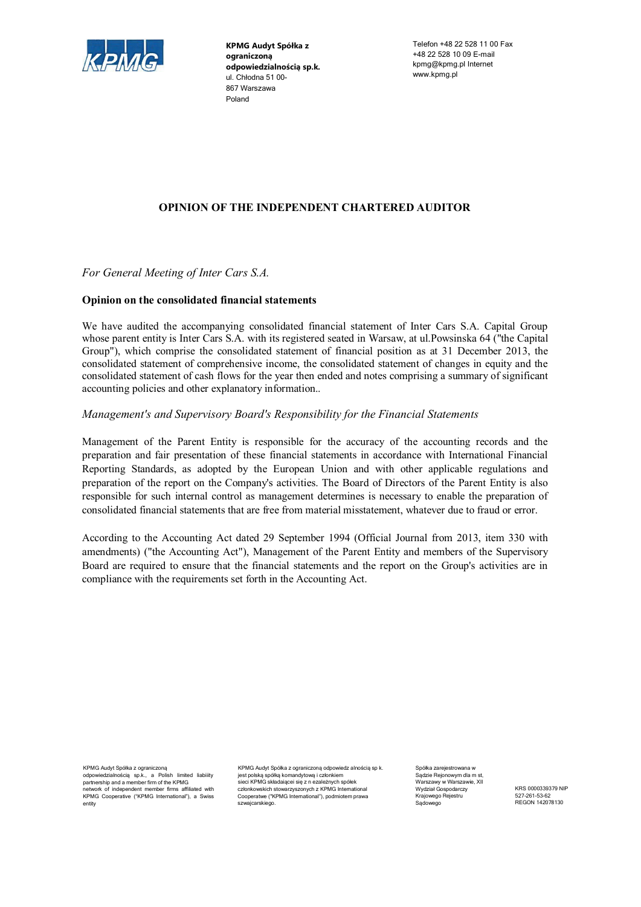**KPMG Audyt Spółka z ograniczoną odpowiedzialnością sp.k.**
ul. Chłodna 51 00-867 Warszawa
Poland

Telefon +48 22 528 11 00 Fax +48 22 528 10 09 E-mail kpmg@kpmg.pl Internet www.kpmg.pl

# OPINION OF THE INDEPENDENT CHARTERED AUDITOR

*For General Meeting of Inter Cars S.A.*

## Opinion on the consolidated financial statements

We have audited the accompanying consolidated financial statement of Inter Cars S.A. Capital Group whose parent entity is Inter Cars S.A. with its registered seated in Warsaw, at ul.Powsinska 64 ("the Capital Group"), which comprise the consolidated statement of financial position as at 31 December 2013, the consolidated statement of comprehensive income, the consolidated statement of changes in equity and the consolidated statement of cash flows for the year then ended and notes comprising a summary of significant accounting policies and other explanatory information..

*Management's and Supervisory Board's Responsibility for the Financial Statements*

Management of the Parent Entity is responsible for the accuracy of the accounting records and the preparation and fair presentation of these financial statements in accordance with International Financial Reporting Standards, as adopted by the European Union and with other applicable regulations and preparation of the report on the Company's activities. The Board of Directors of the Parent Entity is also responsible for such internal control as management determines is necessary to enable the preparation of consolidated financial statements that are free from material misstatement, whatever due to fraud or error.

According to the Accounting Act dated 29 September 1994 (Official Journal from 2013, item 330 with amendments) ("the Accounting Act"), Management of the Parent Entity and members of the Supervisory Board are required to ensure that the financial statements and the report on the Group's activities are in compliance with the requirements set forth in the Accounting Act.

KPMG Audyt Spółka z ograniczoną odpowiedzialnością sp.k., a Polish limited liability partnership and a member firm of the KPMG network of independent member firms affiliated with KPMG Cooperative ("KPMG International"), a Swiss entity

KPMG Audyt Spółka z ograniczoną odpowiedz alnością sp k. jest polską spółką komandytową i członkiem sieci KPMG składającei się z n ezależnych spółek członkowskich stowarzyszonych z KPMG International Cooperatwe ("KPMG International"), podmiotem prawa szwajcarskiego.

Spółka zarejestrowana w Sądzie Rejonowym dla m st, Warszawy w Warszawie, XII Wydział Gospodarczy Krajowego Rejestru Sądowego

KRS 0000339379 NIP 527-261-53-62 REGON 142078130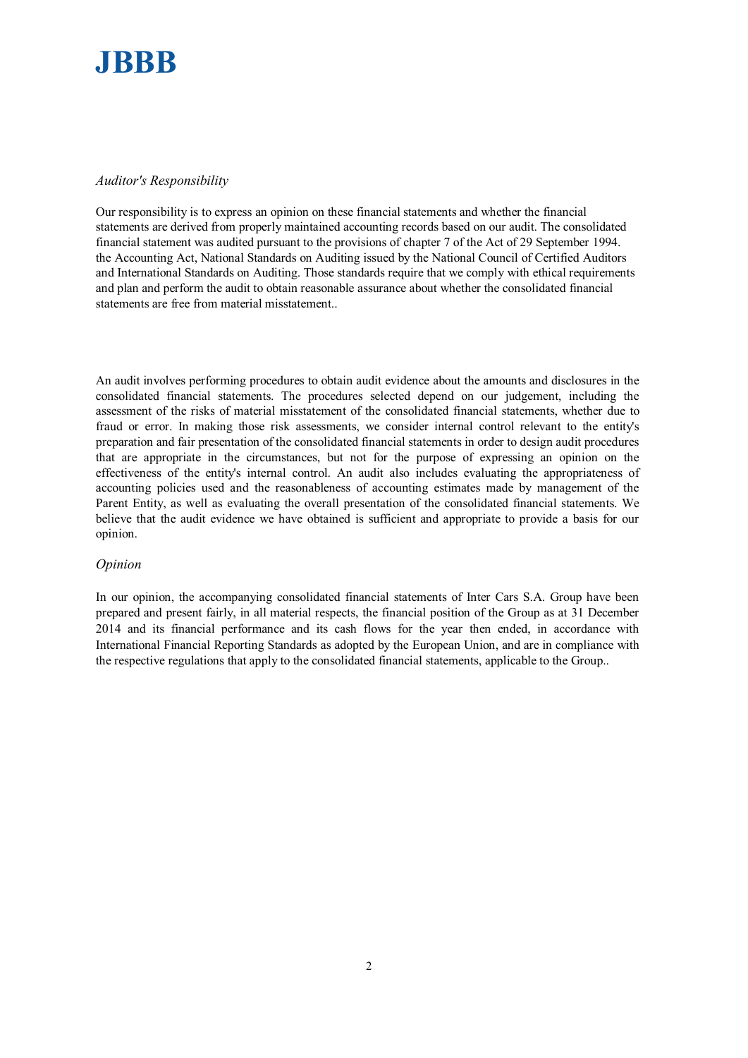*Auditor's Responsibility*

Our responsibility is to express an opinion on these financial statements and whether the financial statements are derived from properly maintained accounting records based on our audit. The consolidated financial statement was audited pursuant to the provisions of chapter 7 of the Act of 29 September 1994. the Accounting Act, National Standards on Auditing issued by the National Council of Certified Auditors and International Standards on Auditing. Those standards require that we comply with ethical requirements and plan and perform the audit to obtain reasonable assurance about whether the consolidated financial statements are free from material misstatement..

An audit involves performing procedures to obtain audit evidence about the amounts and disclosures in the consolidated financial statements. The procedures selected depend on our judgement, including the assessment of the risks of material misstatement of the consolidated financial statements, whether due to fraud or error. In making those risk assessments, we consider internal control relevant to the entity's preparation and fair presentation of the consolidated financial statements in order to design audit procedures that are appropriate in the circumstances, but not for the purpose of expressing an opinion on the effectiveness of the entity's internal control. An audit also includes evaluating the appropriateness of accounting policies used and the reasonableness of accounting estimates made by management of the Parent Entity, as well as evaluating the overall presentation of the consolidated financial statements. We believe that the audit evidence we have obtained is sufficient and appropriate to provide a basis for our opinion.

*Opinion*

In our opinion, the accompanying consolidated financial statements of Inter Cars S.A. Group have been prepared and present fairly, in all material respects, the financial position of the Group as at 31 December 2014 and its financial performance and its cash flows for the year then ended, in accordance with International Financial Reporting Standards as adopted by the European Union, and are in compliance with the respective regulations that apply to the consolidated financial statements, applicable to the Group..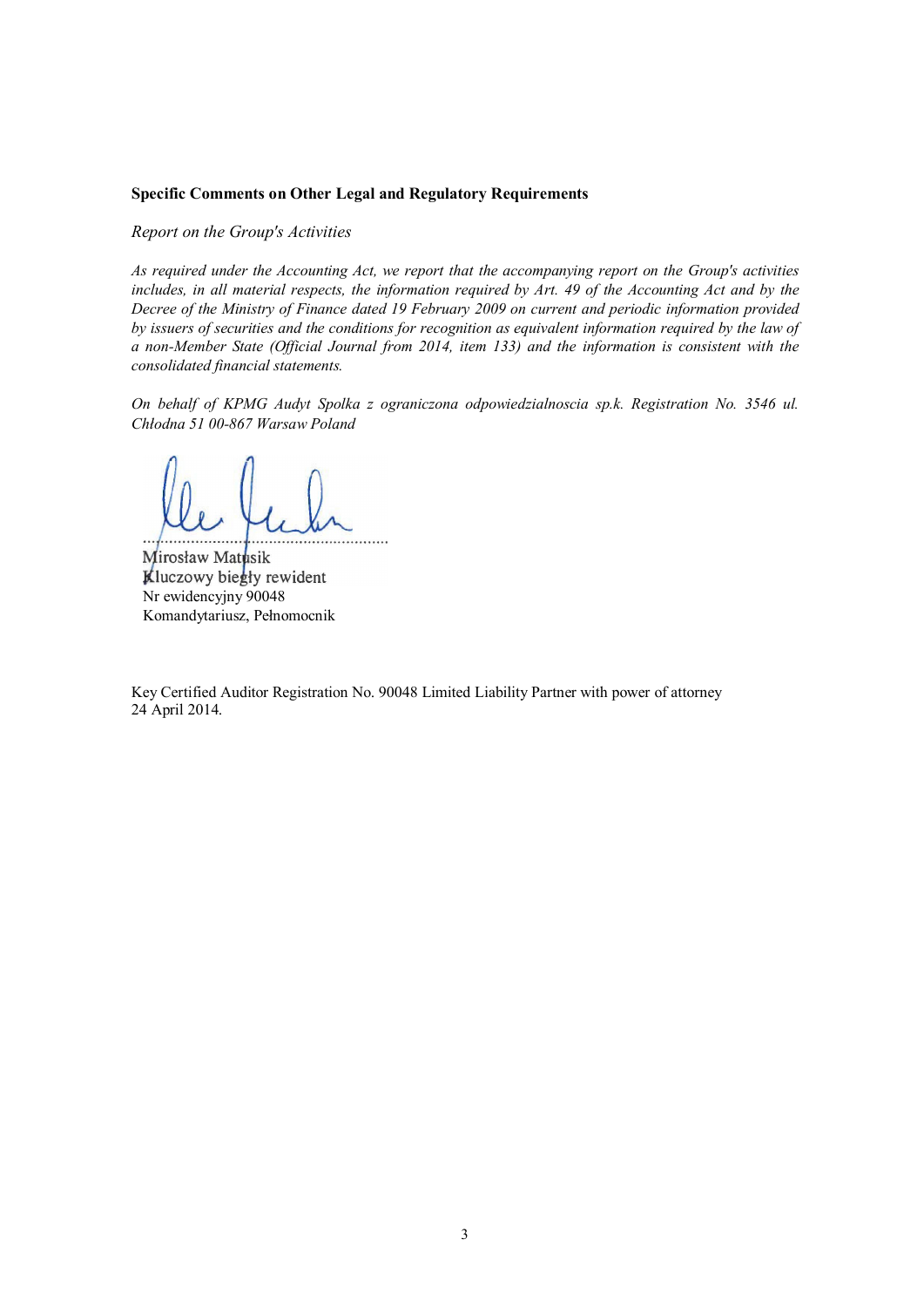**Specific Comments on Other Legal and Regulatory Requirements**

*Report on the Group's Activities*

*As required under the Accounting Act, we report that the accompanying report on the Group's activities includes, in all material respects, the information required by Art. 49 of the Accounting Act and by the Decree of the Ministry of Finance dated 19 February 2009 on current and periodic information provided by issuers of securities and the conditions for recognition as equivalent information required by the law of a non-Member State (Official Journal from 2014, item 133) and the information is consistent with the consolidated financial statements.*

*On behalf of KPMG Audyt Spolka z ograniczona odpowiedzialnoscia sp.k. Registration No. 3546 ul. Chłodna 51 00-867 Warsaw Poland*

.............................................................

Mirosław Matusik
Kluczowy biegły rewident
Nr ewidencyjny 90048
Komandytariusz, Pełnomocnik

Key Certified Auditor Registration No. 90048 Limited Liability Partner with power of attorney
24 April 2014.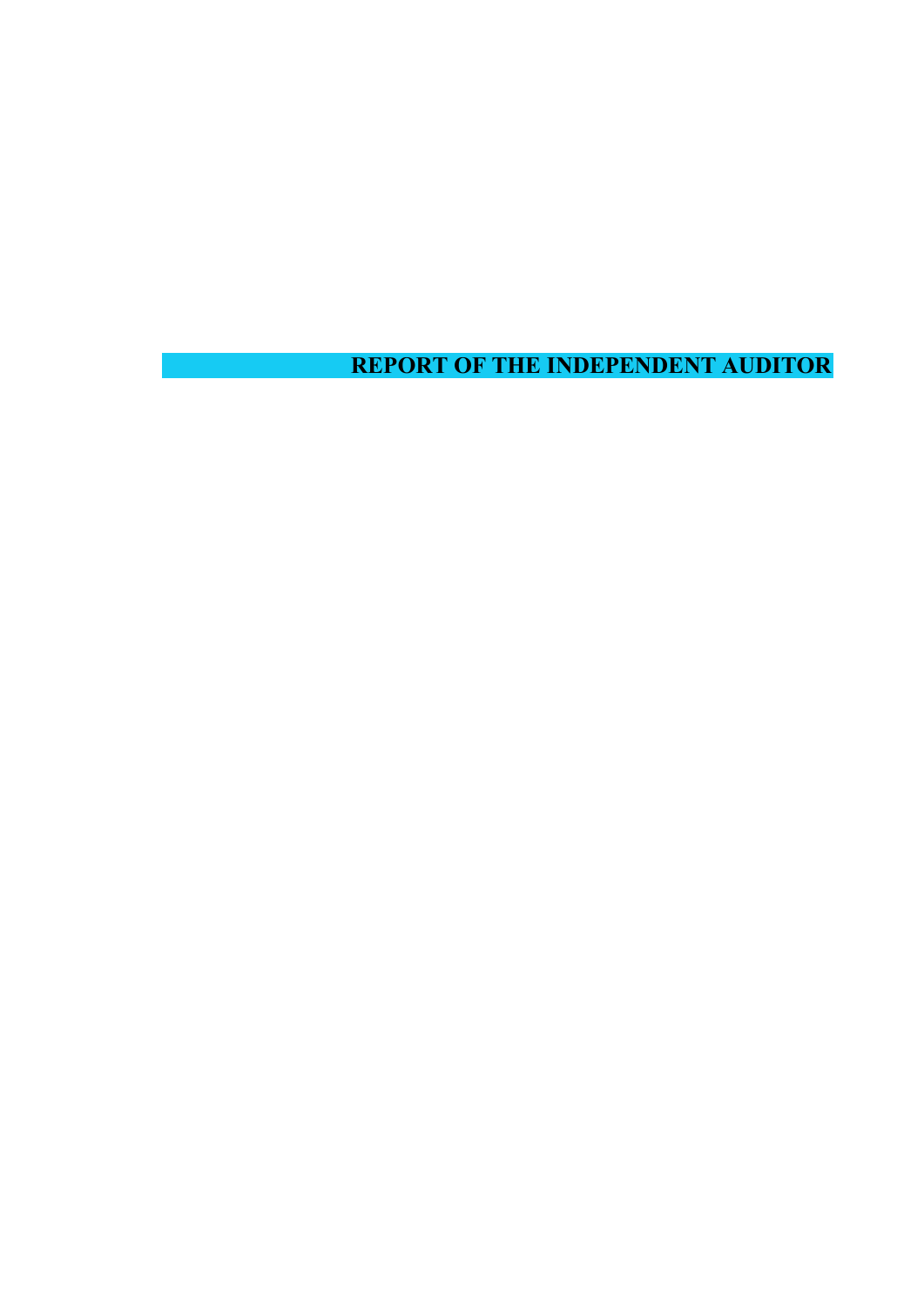# REPORT OF THE INDEPENDENT AUDITOR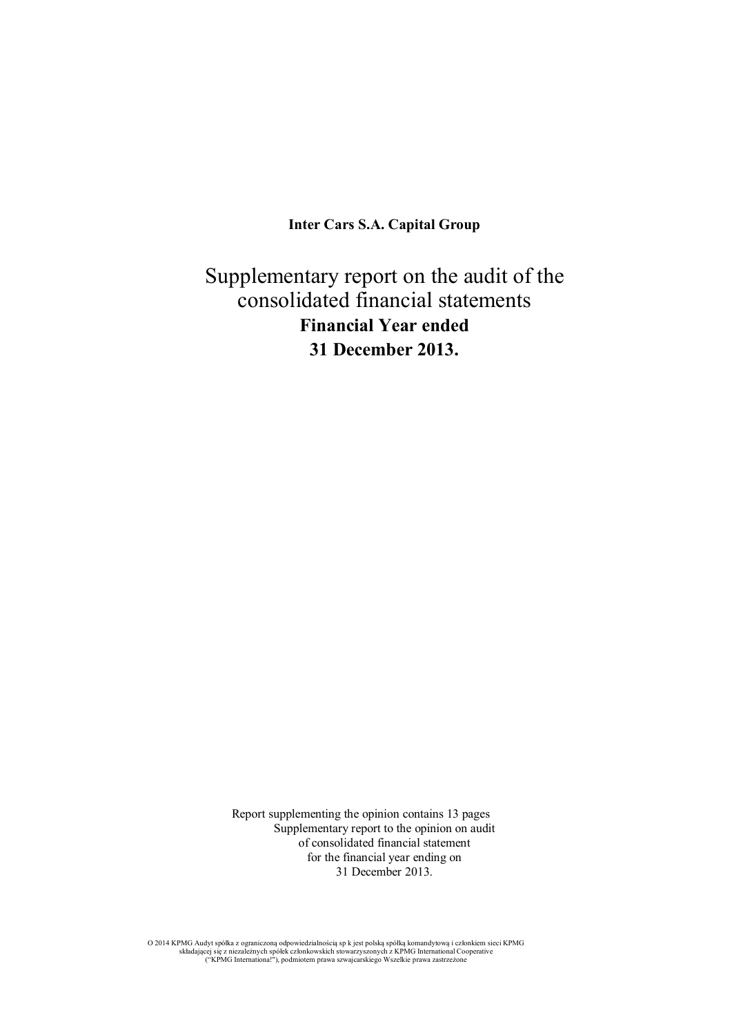**Inter Cars S.A. Capital Group**

# Supplementary report on the audit of the consolidated financial statements

**Financial Year ended**

**31 December 2013.**

Report supplementing the opinion contains 13 pages
Supplementary report to the opinion on audit
of consolidated financial statement
for the financial year ending on
31 December 2013.

O 2014 KPMG Audyt spółka z ograniczoną odpowiedzialnością sp k jest polską spółką komandytową i członkiem sieci KPMG składającej się z niezależnych spółek członkowskich stowarzyszonych z KPMG International Cooperative ("KPMG Internationa!"), podmiotem prawa szwajcarskiego Wszelkie prawa zastrzeżone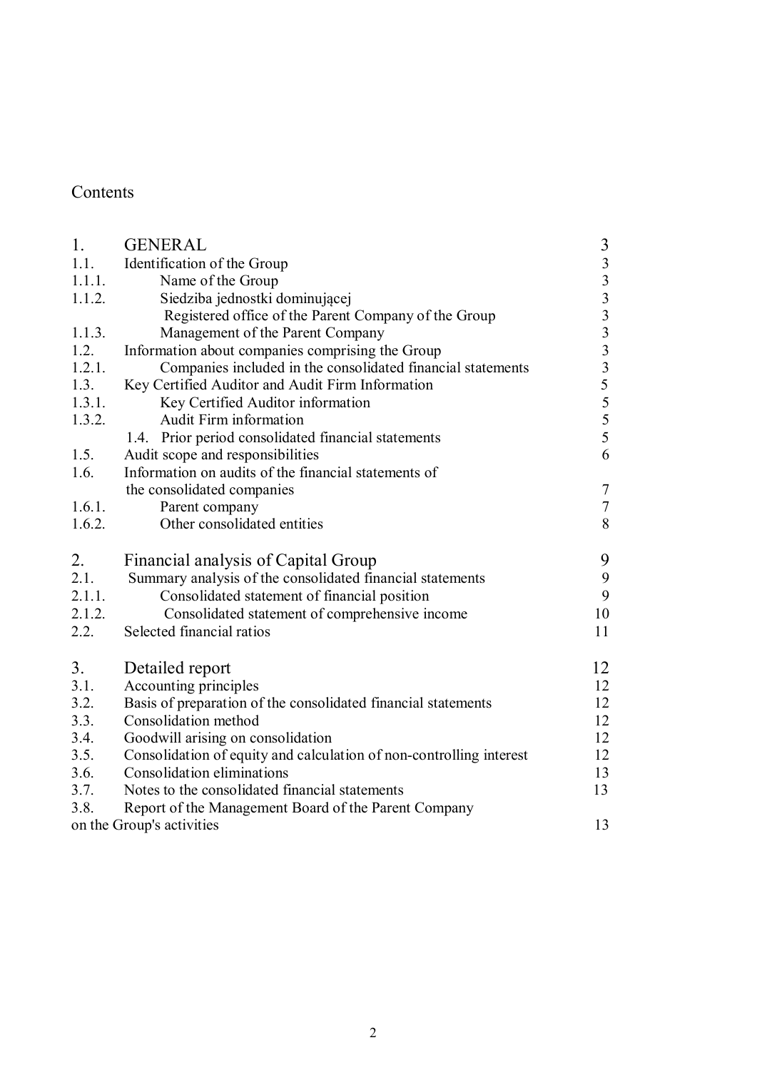Contents

| | | |
|---|---|---|
| 1. | GENERAL | 3 |
| 1.1. | Identification of the Group | 3 |
| 1.1.1. | Name of the Group | 3 |
| 1.1.2. | Siedziba jednostki dominującej | 3 |
| | Registered office of the Parent Company of the Group | 3 |
| 1.1.3. | Management of the Parent Company | 3 |
| 1.2. | Information about companies comprising the Group | 3 |
| 1.2.1. | Companies included in the consolidated financial statements | 3 |
| 1.3. | Key Certified Auditor and Audit Firm Information | 5 |
| 1.3.1. | Key Certified Auditor information | 5 |
| 1.3.2. | Audit Firm information | 5 |
| | 1.4. Prior period consolidated financial statements | 5 |
| 1.5. | Audit scope and responsibilities | 6 |
| 1.6. | Information on audits of the financial statements of the consolidated companies | 7 |
| 1.6.1. | Parent company | 7 |
| 1.6.2. | Other consolidated entities | 8 |
| 2. | Financial analysis of Capital Group | 9 |
| 2.1. | Summary analysis of the consolidated financial statements | 9 |
| 2.1.1. | Consolidated statement of financial position | 9 |
| 2.1.2. | Consolidated statement of comprehensive income | 10 |
| 2.2. | Selected financial ratios | 11 |
| 3. | Detailed report | 12 |
| 3.1. | Accounting principles | 12 |
| 3.2. | Basis of preparation of the consolidated financial statements | 12 |
| 3.3. | Consolidation method | 12 |
| 3.4. | Goodwill arising on consolidation | 12 |
| 3.5. | Consolidation of equity and calculation of non-controlling interest | 12 |
| 3.6. | Consolidation eliminations | 13 |
| 3.7. | Notes to the consolidated financial statements | 13 |
| 3.8. | Report of the Management Board of the Parent Company on the Group's activities | 13 |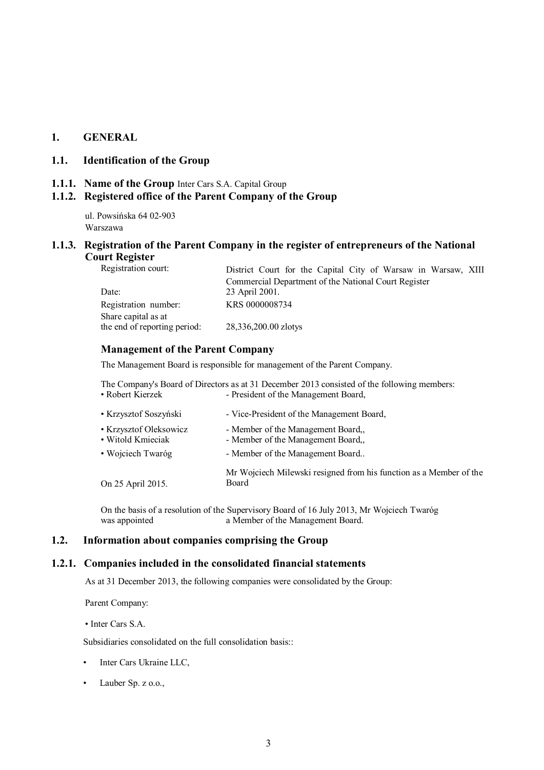# 1. GENERAL

## 1.1. Identification of the Group

### 1.1.1. Name of the Group Inter Cars S.A. Capital Group

### 1.1.2. Registered office of the Parent Company of the Group

ul. Powsińska 64 02-903
Warszawa

### 1.1.3. Registration of the Parent Company in the register of entrepreneurs of the National Court Register

| | |
|---|---|
| Registration court: | District Court for the Capital City of Warsaw in Warsaw, XIII Commercial Department of the National Court Register |
| Date: | 23 April 2001. |
| Registration number: | KRS 0000008734 |
| Share capital as at the end of reporting period: | 28,336,200.00 zlotys |

### Management of the Parent Company

The Management Board is responsible for management of the Parent Company.

The Company's Board of Directors as at 31 December 2013 consisted of the following members:

| | |
|---|---|
| • Robert Kierzek | - President of the Management Board, |
| • Krzysztof Soszyński | - Vice-President of the Management Board, |
| • Krzysztof Oleksowicz | - Member of the Management Board,, |
| • Witold Kmieciak | - Member of the Management Board,, |
| • Wojciech Twaróg | - Member of the Management Board.. |
| On 25 April 2015. | Mr Wojciech Milewski resigned from his function as a Member of the Board |

On the basis of a resolution of the Supervisory Board of 16 July 2013, Mr Wojciech Twaróg was appointed a Member of the Management Board.

## 1.2. Information about companies comprising the Group

### 1.2.1. Companies included in the consolidated financial statements

As at 31 December 2013, the following companies were consolidated by the Group:

Parent Company:

• Inter Cars S.A.

Subsidiaries consolidated on the full consolidation basis::

- Inter Cars Ukraine LLC,
- Lauber Sp. z o.o.,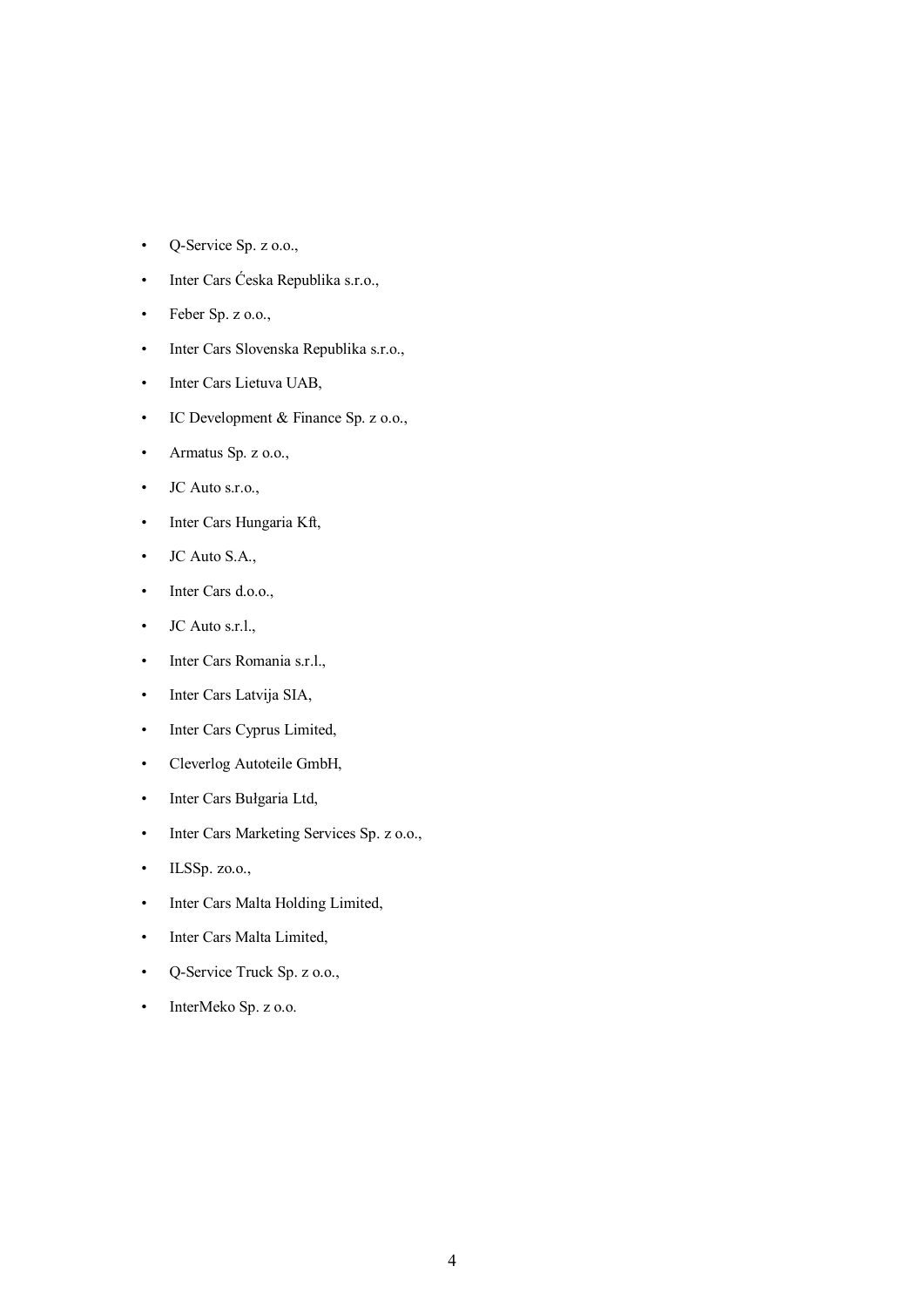- Q-Service Sp. z o.o.,
- Inter Cars Ćeska Republika s.r.o.,
- Feber Sp. z o.o.,
- Inter Cars Slovenska Republika s.r.o.,
- Inter Cars Lietuva UAB,
- IC Development & Finance Sp. z o.o.,
- Armatus Sp. z o.o.,
- JC Auto s.r.o.,
- Inter Cars Hungaria Kft,
- JC Auto S.A.,
- Inter Cars d.o.o.,
- JC Auto s.r.l.,
- Inter Cars Romania s.r.l.,
- Inter Cars Latvija SIA,
- Inter Cars Cyprus Limited,
- Cleverlog Autoteile GmbH,
- Inter Cars Bułgaria Ltd,
- Inter Cars Marketing Services Sp. z o.o.,
- ILSSp. zo.o.,
- Inter Cars Malta Holding Limited,
- Inter Cars Malta Limited,
- Q-Service Truck Sp. z o.o.,
- InterMeko Sp. z o.o.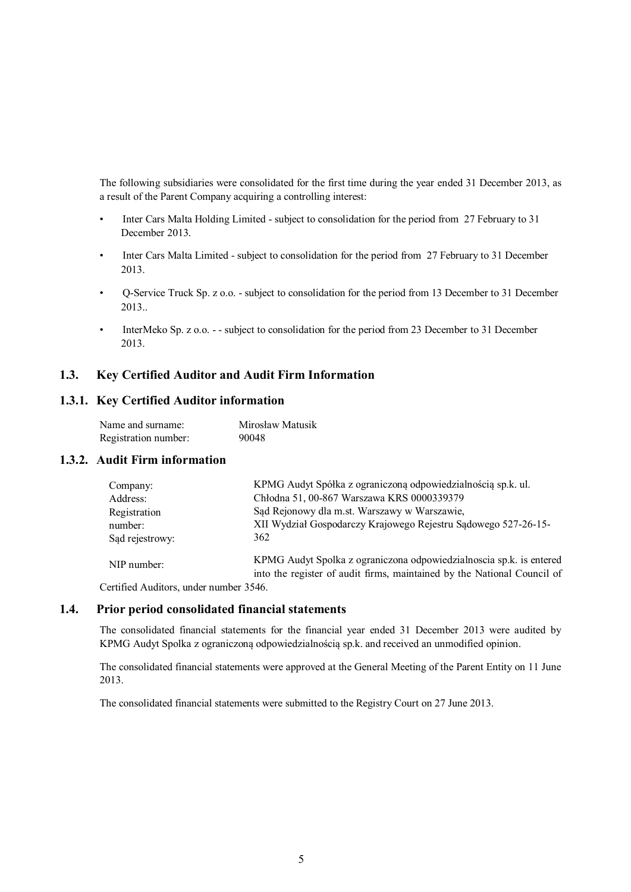The following subsidiaries were consolidated for the first time during the year ended 31 December 2013, as a result of the Parent Company acquiring a controlling interest:

- Inter Cars Malta Holding Limited - subject to consolidation for the period from 27 February to 31 December 2013.
- Inter Cars Malta Limited - subject to consolidation for the period from 27 February to 31 December 2013.
- Q-Service Truck Sp. z o.o. - subject to consolidation for the period from 13 December to 31 December 2013..
- InterMeko Sp. z o.o. - - subject to consolidation for the period from 23 December to 31 December 2013.

## 1.3. Key Certified Auditor and Audit Firm Information

### 1.3.1. Key Certified Auditor information

| | |
|---|---|
| Name and surname: | Mirosław Matusik |
| Registration number: | 90048 |

### 1.3.2. Audit Firm information

| | |
|---|---|
| Company: | KPMG Audyt Spółka z ograniczoną odpowiedzialnością sp.k. ul. |
| Address: | Chłodna 51, 00-867 Warszawa KRS 0000339379 |
| Registration number: | Sąd Rejonowy dla m.st. Warszawy w Warszawie, |
| Sąd rejestrowy: | XII Wydział Gospodarczy Krajowego Rejestru Sądowego 527-26-15-362 |
| NIP number: | KPMG Audyt Spolka z ograniczona odpowiedzialnoscia sp.k. is entered into the register of audit firms, maintained by the National Council of |

Certified Auditors, under number 3546.

## 1.4. Prior period consolidated financial statements

The consolidated financial statements for the financial year ended 31 December 2013 were audited by KPMG Audyt Spolka z ograniczoną odpowiedzialnością sp.k. and received an unmodified opinion.

The consolidated financial statements were approved at the General Meeting of the Parent Entity on 11 June 2013.

The consolidated financial statements were submitted to the Registry Court on 27 June 2013.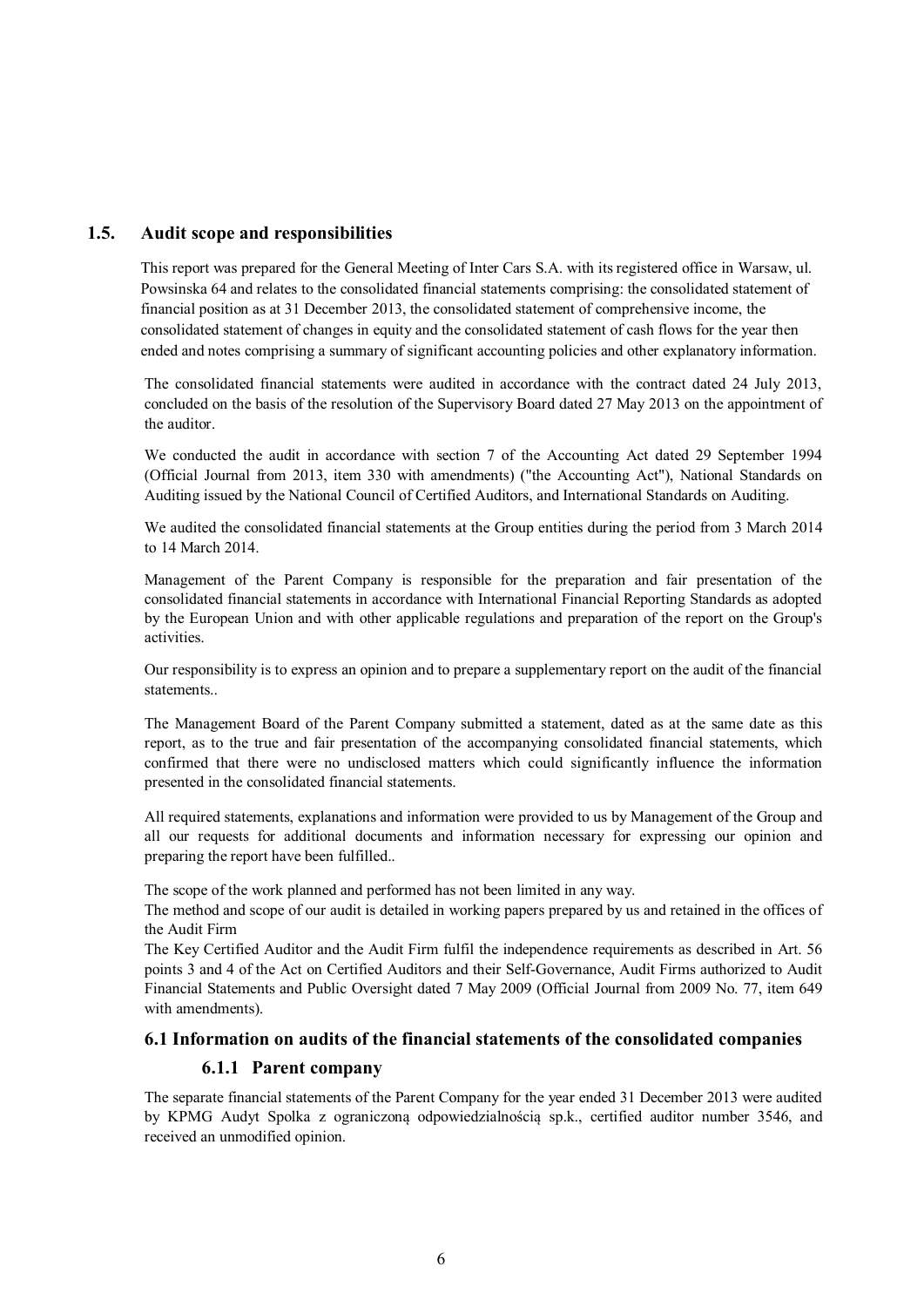## 1.5. Audit scope and responsibilities

This report was prepared for the General Meeting of Inter Cars S.A. with its registered office in Warsaw, ul. Powsinska 64 and relates to the consolidated financial statements comprising: the consolidated statement of financial position as at 31 December 2013, the consolidated statement of comprehensive income, the consolidated statement of changes in equity and the consolidated statement of cash flows for the year then ended and notes comprising a summary of significant accounting policies and other explanatory information.

The consolidated financial statements were audited in accordance with the contract dated 24 July 2013, concluded on the basis of the resolution of the Supervisory Board dated 27 May 2013 on the appointment of the auditor.

We conducted the audit in accordance with section 7 of the Accounting Act dated 29 September 1994 (Official Journal from 2013, item 330 with amendments) ("the Accounting Act"), National Standards on Auditing issued by the National Council of Certified Auditors, and International Standards on Auditing.

We audited the consolidated financial statements at the Group entities during the period from 3 March 2014 to 14 March 2014.

Management of the Parent Company is responsible for the preparation and fair presentation of the consolidated financial statements in accordance with International Financial Reporting Standards as adopted by the European Union and with other applicable regulations and preparation of the report on the Group's activities.

Our responsibility is to express an opinion and to prepare a supplementary report on the audit of the financial statements..

The Management Board of the Parent Company submitted a statement, dated as at the same date as this report, as to the true and fair presentation of the accompanying consolidated financial statements, which confirmed that there were no undisclosed matters which could significantly influence the information presented in the consolidated financial statements.

All required statements, explanations and information were provided to us by Management of the Group and all our requests for additional documents and information necessary for expressing our opinion and preparing the report have been fulfilled..

The scope of the work planned and performed has not been limited in any way.
The method and scope of our audit is detailed in working papers prepared by us and retained in the offices of the Audit Firm
The Key Certified Auditor and the Audit Firm fulfil the independence requirements as described in Art. 56 points 3 and 4 of the Act on Certified Auditors and their Self-Governance, Audit Firms authorized to Audit Financial Statements and Public Oversight dated 7 May 2009 (Official Journal from 2009 No. 77, item 649 with amendments).

## 6.1 Information on audits of the financial statements of the consolidated companies

### 6.1.1 Parent company

The separate financial statements of the Parent Company for the year ended 31 December 2013 were audited by KPMG Audyt Spolka z ograniczoną odpowiedzialnością sp.k., certified auditor number 3546, and received an unmodified opinion.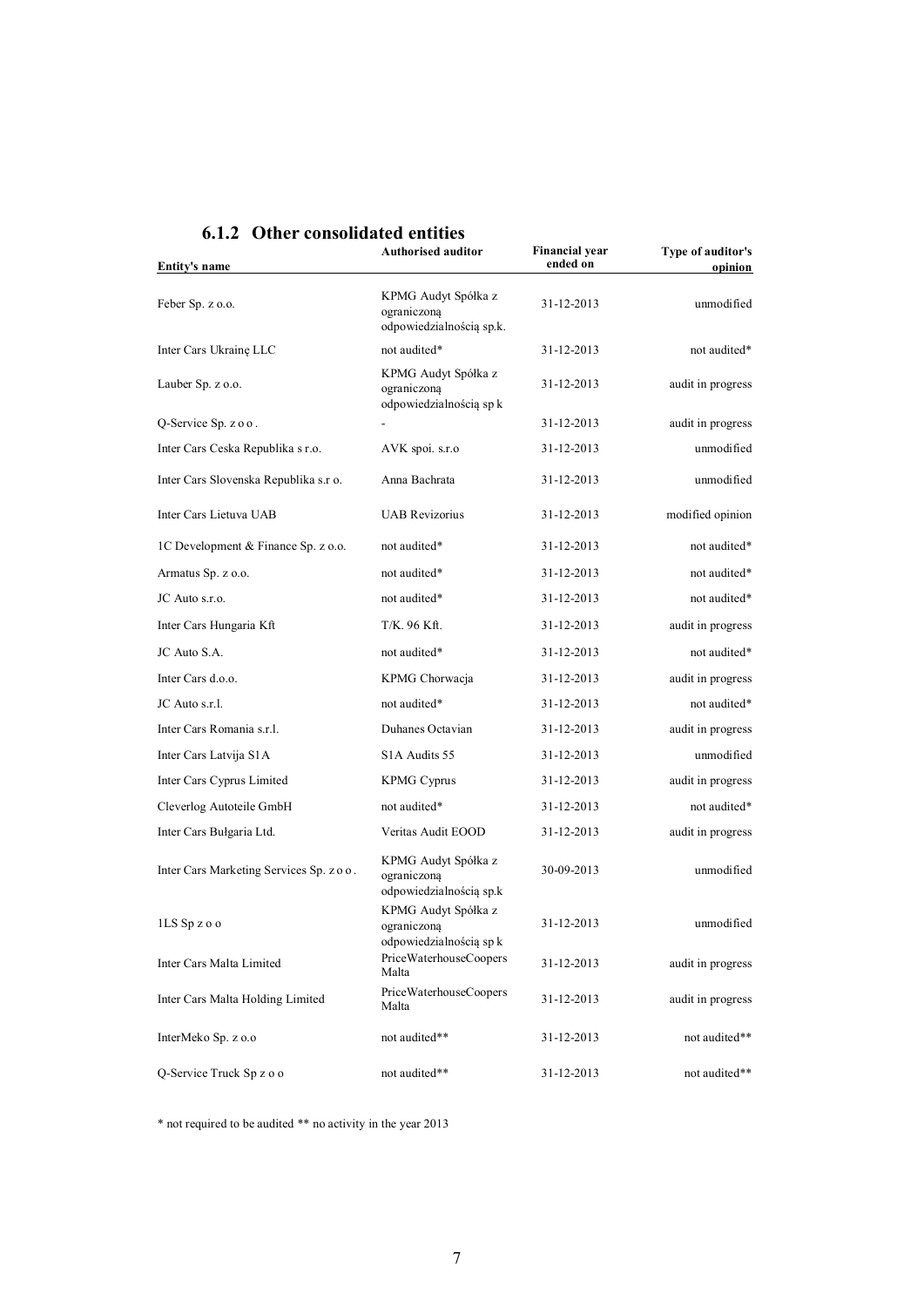### 6.1.2 Other consolidated entities

| Entity's name | Authorised auditor | Financial year ended on | Type of auditor's opinion |
|---|---|---|---|
| Feber Sp. z o.o. | KPMG Audyt Spółka z ograniczoną odpowiedzialnością sp.k. | 31-12-2013 | unmodified |
| Inter Cars Ukrainę LLC | not audited* | 31-12-2013 | not audited* |
| Lauber Sp. z o.o. | KPMG Audyt Spółka z ograniczoną odpowiedzialnością sp k | 31-12-2013 | audit in progress |
| Q-Service Sp. z o o . | - | 31-12-2013 | audit in progress |
| Inter Cars Ceska Republika s r.o. | AVK spoi. s.r.o | 31-12-2013 | unmodified |
| Inter Cars Slovenska Republika s.r o. | Anna Bachrata | 31-12-2013 | unmodified |
| Inter Cars Lietuva UAB | UAB Revizorius | 31-12-2013 | modified opinion |
| 1C Development & Finance Sp. z o.o. | not audited* | 31-12-2013 | not audited* |
| Armatus Sp. z o.o. | not audited* | 31-12-2013 | not audited* |
| JC Auto s.r.o. | not audited* | 31-12-2013 | not audited* |
| Inter Cars Hungaria Kft | T/K. 96 Kft. | 31-12-2013 | audit in progress |
| JC Auto S.A. | not audited* | 31-12-2013 | not audited* |
| Inter Cars d.o.o. | KPMG Chorwacja | 31-12-2013 | audit in progress |
| JC Auto s.r.l. | not audited* | 31-12-2013 | not audited* |
| Inter Cars Romania s.r.l. | Duhanes Octavian | 31-12-2013 | audit in progress |
| Inter Cars Latvija S1A | S1A Audits 55 | 31-12-2013 | unmodified |
| Inter Cars Cyprus Limited | KPMG Cyprus | 31-12-2013 | audit in progress |
| Cleverlog Autoteile GmbH | not audited* | 31-12-2013 | not audited* |
| Inter Cars Bułgaria Ltd. | Veritas Audit EOOD | 31-12-2013 | audit in progress |
| Inter Cars Marketing Services Sp. z o o . | KPMG Audyt Spółka z ograniczoną odpowiedzialnością sp.k | 30-09-2013 | unmodified |
| 1LS Sp z o o | KPMG Audyt Spółka z ograniczoną odpowiedzialnością sp k | 31-12-2013 | unmodified |
| Inter Cars Malta Limited | PriceWaterhouseCoopers Malta | 31-12-2013 | audit in progress |
| Inter Cars Malta Holding Limited | PriceWaterhouseCoopers Malta | 31-12-2013 | audit in progress |
| InterMeko Sp. z o.o | not audited** | 31-12-2013 | not audited** |
| Q-Service Truck Sp z o o | not audited** | 31-12-2013 | not audited** |

* not required to be audited ** no activity in the year 2013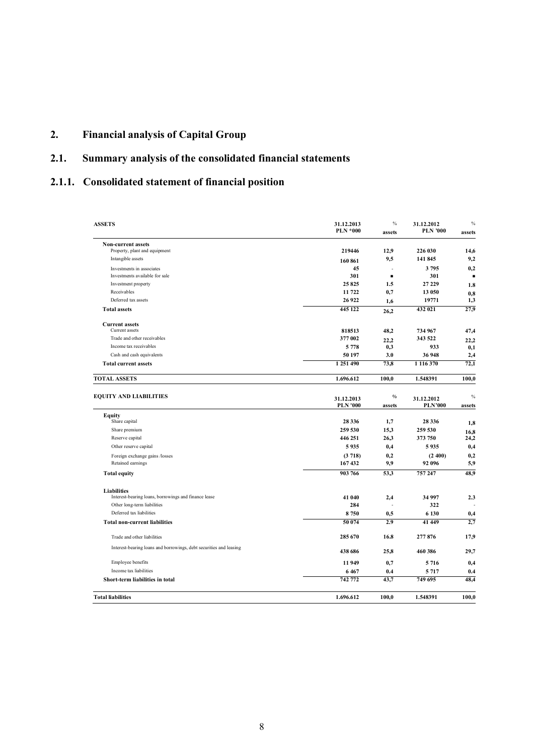# 2. Financial analysis of Capital Group

## 2.1. Summary analysis of the consolidated financial statements

### 2.1.1. Consolidated statement of financial position

| ASSETS | 31.12.2013 PLN '000 | % assets | 31.12.2012 PLN '000 | % assets |
|---|---|---|---|---|
| **Non-current assets** | | | | |
| Property, plant and equipment | 219446 | 12,9 | 226 030 | 14,6 |
| Intangible assets | 160 861 | 9,5 | 141 845 | 9,2 |
| Investments in associates | 45 | - | 3 795 | 0,2 |
| Investments available for sale | 301 | ▪ | 301 | ▪ |
| Investment property | 25 825 | 1.5 | 27 229 | 1.8 |
| Receivables | 11 722 | 0,7 | 13 050 | 0,8 |
| Deferred tax assets | 26 922 | 1,6 | 19771 | 1,3 |
| **Total assets** | 445 122 | 26,2 | 432 021 | 27,9 |
| **Current assets** | | | | |
| Current assets | 818513 | 48,2 | 734 967 | 47,4 |
| Trade and other receivables | 377 002 | 22,2 | 343 522 | 22,2 |
| Income tax receivables | 5 778 | 0,3 | 933 | 0,1 |
| Cash and cash equivalents | 50 197 | 3.0 | 36 948 | 2,4 |
| **Total current assets** | 1 251 490 | 73,8 | 1 116 370 | 72,1 |
| **TOTAL ASSETS** | 1.696.612 | 100,0 | 1.548391 | 100,0 |

| EQUITY AND LIABILITIES | 31.12.2013 PLN '000 | % assets | 31.12.2012 PLN'000 | % assets |
|---|---|---|---|---|
| **Equity** | | | | |
| Share capital | 28 336 | 1,7 | 28 336 | 1,8 |
| Share premium | 259 530 | 15,3 | 259 530 | 16,8 |
| Reserve capital | 446 251 | 26,3 | 373 750 | 24,2 |
| Other reserve capital | 5 935 | 0,4 | 5 935 | 0,4 |
| Foreign exchange gains /losses | (3 718) | 0,2 | (2 400) | 0,2 |
| Retained earnings | 167 432 | 9,9 | 92 096 | 5,9 |
| **Total equity** | 903 766 | 53,3 | 757 247 | 48,9 |
| **Liabilities** | | | | |
| Interest-bearing loans, borrowings and finance lease | 41 040 | 2,4 | 34 997 | 2.3 |
| Other long-term liabilities | 284 | - | 322 | - |
| Deferred tax liabilities | 8 750 | 0,5 | 6 130 | 0,4 |
| **Total non-current liabilities** | 50 074 | 2.9 | 41 449 | 2,7 |
| Trade and other liabilities | 285 670 | 16.8 | 277 876 | 17,9 |
| Interest-bearing loans and borrowings, debt securities and leasing | 438 686 | 25,8 | 460 386 | 29,7 |
| Employee benefits | 11 949 | 0,7 | 5 716 | 0,4 |
| Income tax liabilities | 6 467 | 0.4 | 5 717 | 0.4 |
| **Short-term liabilities in total** | 742 772 | 43,7 | 749 695 | 48,4 |
| **Total liabilities** | 1.696.612 | 100,0 | 1.548391 | 100,0 |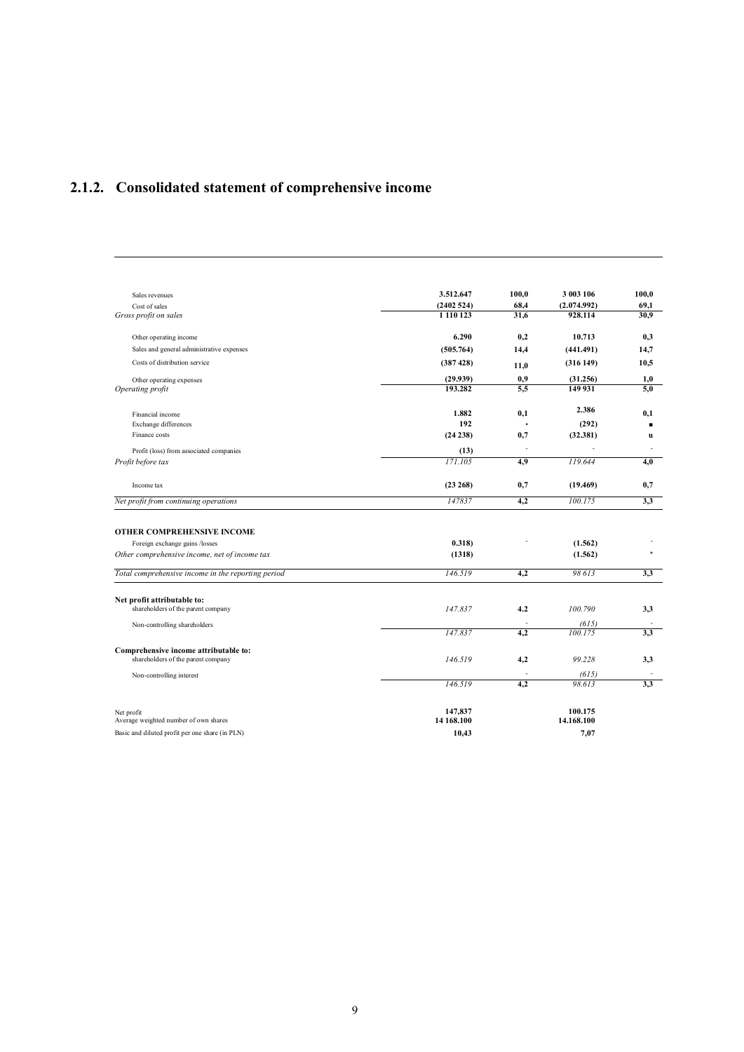## 2.1.2. Consolidated statement of comprehensive income

| | | | | |
|---|---|---|---|---|
| Sales revenues | 3.512.647 | 100,0 | 3 003 106 | 100,0 |
| Cost of sales | (2402 524) | 68,4 | (2.074.992) | 69,1 |
| *Gross profit on sales* | 1 110 123 | 31,6 | 928.114 | 30,9 |
| Other operating income | 6.290 | 0,2 | 10.713 | 0,3 |
| Sales and general administrative expenses | (505.764) | 14,4 | (441.491) | 14,7 |
| Costs of distribution service | (387 428) | 11,0 | (316 149) | 10,5 |
| Other operating expenses | (29.939) | 0,9 | (31.256) | 1,0 |
| *Operating profit* | 193.282 | 5,5 | 149 931 | 5,0 |
| Financial income | 1.882 | 0,1 | 2.386 | 0,1 |
| Exchange differences | 192 | · | (292) | ■ |
| Finance costs | (24 238) | 0,7 | (32.381) | u |
| Profit (loss) from associated companies | (13) | - | - | - |
| *Profit before tax* | *171.105* | 4,9 | *119.644* | 4,0 |
| Income tax | (23 268) | 0,7 | (19.469) | 0,7 |
| *Net profit from continuing operations* | *147837* | 4,2 | *100.175* | 3,3 |
| **OTHER COMPREHENSIVE INCOME** | | | | |
| Foreign exchange gains /losses | 0.318) | - | (1.562) | - |
| *Other comprehensive income, net of income tax* | (1318) | | (1.562) | * |
| *Total comprehensive income in the reporting period* | *146.519* | 4,2 | *98 613* | 3,3 |
| **Net profit attributable to:** | | | | |
| shareholders of the parent company | *147.837* | 4.2 | *100.790* | 3,3 |
| Non-controlling shareholders | | - | *(615)* | - |
| | *147.837* | 4,2 | *100.175* | 3,3 |
| **Comprehensive income attributable to:** | | | | |
| shareholders of the parent company | *146.519* | 4,2 | *99.228* | 3,3 |
| Non-controlling interest | | - | *(615)* | - |
| | *146.519* | 4,2 | *98.613* | 3,3 |
| Net profit | 147,837 | | 100.175 | |
| Average weighted number of own shares | 14 168.100 | | 14.168.100 | |
| Basic and diluted profit per one share (in PLN) | 10,43 | | 7,07 | |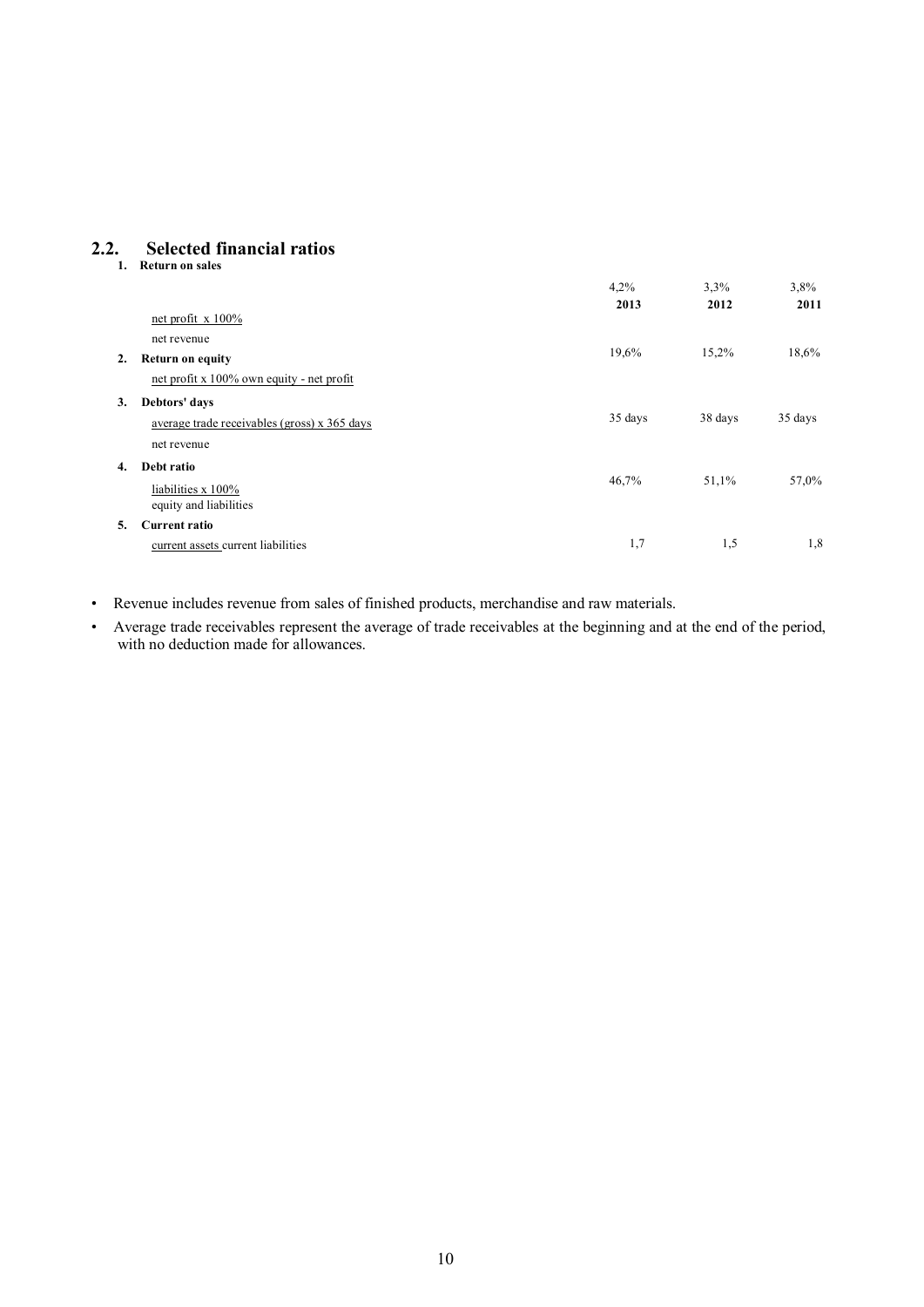## 2.2. Selected financial ratios

| | 2013 | 2012 | 2011 |
|---|---|---|---|
| **1. Return on sales** | 4,2% | 3,3% | 3,8% |
| net profit x 100% / net revenue | | | |
| **2. Return on equity** | 19,6% | 15,2% | 18,6% |
| net profit x 100% / own equity - net profit | | | |
| **3. Debtors' days** | 35 days | 38 days | 35 days |
| average trade receivables (gross) x 365 days / net revenue | | | |
| **4. Debt ratio** | 46,7% | 51,1% | 57,0% |
| liabilities x 100% / equity and liabilities | | | |
| **5. Current ratio** | 1,7 | 1,5 | 1,8 |
| current assets / current liabilities | | | |

- Revenue includes revenue from sales of finished products, merchandise and raw materials.
- Average trade receivables represent the average of trade receivables at the beginning and at the end of the period, with no deduction made for allowances.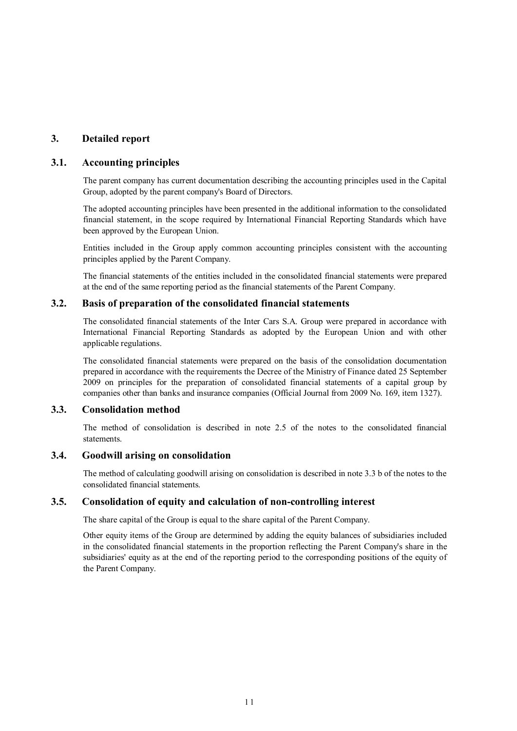## 3. Detailed report

### 3.1. Accounting principles

The parent company has current documentation describing the accounting principles used in the Capital Group, adopted by the parent company's Board of Directors.

The adopted accounting principles have been presented in the additional information to the consolidated financial statement, in the scope required by International Financial Reporting Standards which have been approved by the European Union.

Entities included in the Group apply common accounting principles consistent with the accounting principles applied by the Parent Company.

The financial statements of the entities included in the consolidated financial statements were prepared at the end of the same reporting period as the financial statements of the Parent Company.

### 3.2. Basis of preparation of the consolidated financial statements

The consolidated financial statements of the Inter Cars S.A. Group were prepared in accordance with International Financial Reporting Standards as adopted by the European Union and with other applicable regulations.

The consolidated financial statements were prepared on the basis of the consolidation documentation prepared in accordance with the requirements the Decree of the Ministry of Finance dated 25 September 2009 on principles for the preparation of consolidated financial statements of a capital group by companies other than banks and insurance companies (Official Journal from 2009 No. 169, item 1327).

### 3.3. Consolidation method

The method of consolidation is described in note 2.5 of the notes to the consolidated financial statements.

### 3.4. Goodwill arising on consolidation

The method of calculating goodwill arising on consolidation is described in note 3.3 b of the notes to the consolidated financial statements.

### 3.5. Consolidation of equity and calculation of non-controlling interest

The share capital of the Group is equal to the share capital of the Parent Company.

Other equity items of the Group are determined by adding the equity balances of subsidiaries included in the consolidated financial statements in the proportion reflecting the Parent Company's share in the subsidiaries' equity as at the end of the reporting period to the corresponding positions of the equity of the Parent Company.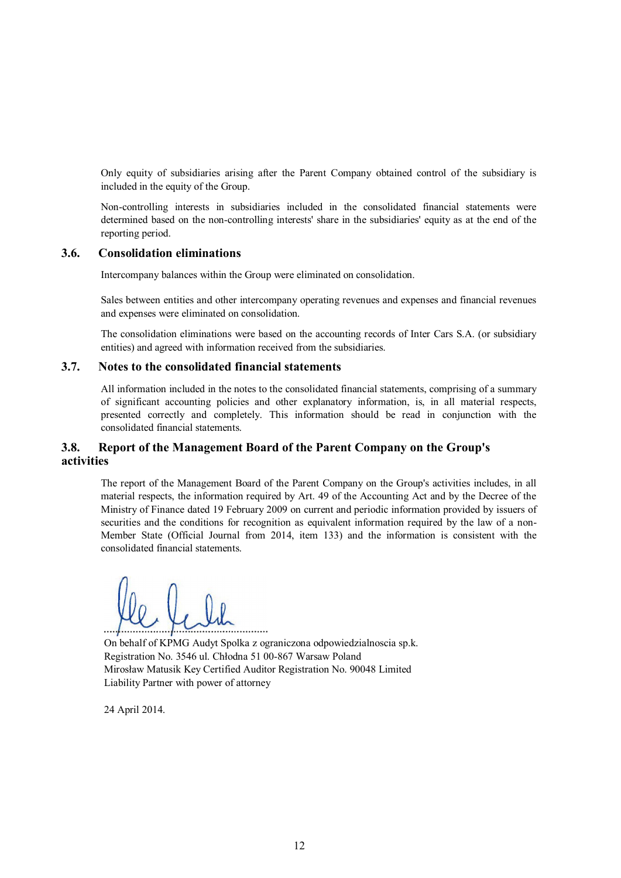Only equity of subsidiaries arising after the Parent Company obtained control of the subsidiary is included in the equity of the Group.

Non-controlling interests in subsidiaries included in the consolidated financial statements were determined based on the non-controlling interests' share in the subsidiaries' equity as at the end of the reporting period.

## 3.6. Consolidation eliminations

Intercompany balances within the Group were eliminated on consolidation.

Sales between entities and other intercompany operating revenues and expenses and financial revenues and expenses were eliminated on consolidation.

The consolidation eliminations were based on the accounting records of Inter Cars S.A. (or subsidiary entities) and agreed with information received from the subsidiaries.

## 3.7. Notes to the consolidated financial statements

All information included in the notes to the consolidated financial statements, comprising of a summary of significant accounting policies and other explanatory information, is, in all material respects, presented correctly and completely. This information should be read in conjunction with the consolidated financial statements.

## 3.8. Report of the Management Board of the Parent Company on the Group's activities

The report of the Management Board of the Parent Company on the Group's activities includes, in all material respects, the information required by Art. 49 of the Accounting Act and by the Decree of the Ministry of Finance dated 19 February 2009 on current and periodic information provided by issuers of securities and the conditions for recognition as equivalent information required by the law of a non-Member State (Official Journal from 2014, item 133) and the information is consistent with the consolidated financial statements.

...............................................................

On behalf of KPMG Audyt Spolka z ograniczona odpowiedzialnoscia sp.k.
Registration No. 3546 ul. Chłodna 51 00-867 Warsaw Poland
Mirosław Matusik Key Certified Auditor Registration No. 90048 Limited Liability Partner with power of attorney

24 April 2014.